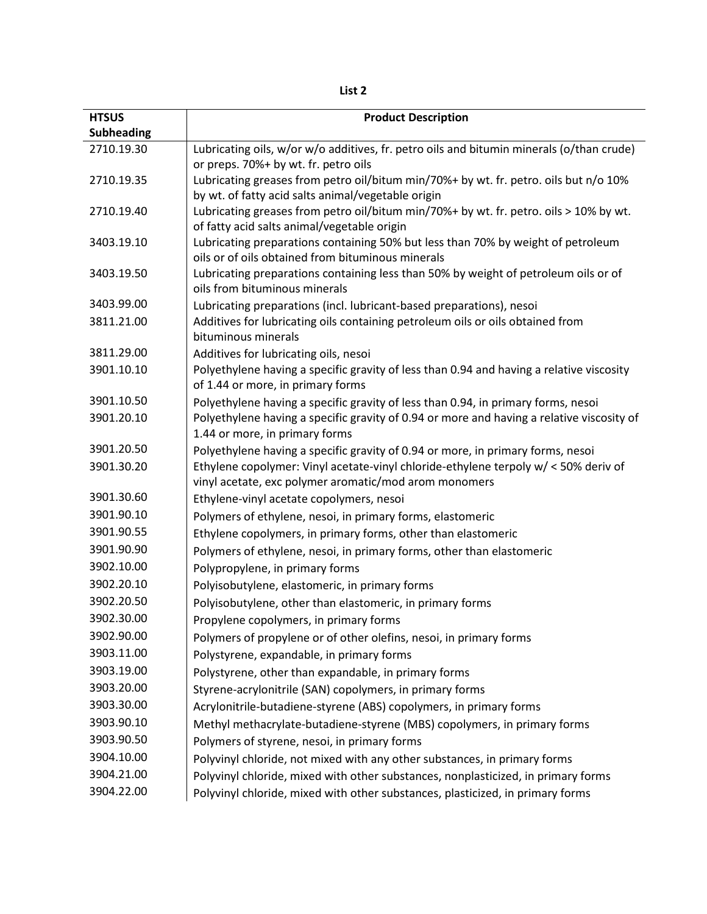**List 2**

| HTSUS Subheading | Product Description |
|---|---|
| 2710.19.30 | Lubricating oils, w/or w/o additives, fr. petro oils and bitumin minerals (o/than crude) or preps. 70%+ by wt. fr. petro oils |
| 2710.19.35 | Lubricating greases from petro oil/bitum min/70%+ by wt. fr. petro. oils but n/o 10% by wt. of fatty acid salts animal/vegetable origin |
| 2710.19.40 | Lubricating greases from petro oil/bitum min/70%+ by wt. fr. petro. oils > 10% by wt. of fatty acid salts animal/vegetable origin |
| 3403.19.10 | Lubricating preparations containing 50% but less than 70% by weight of petroleum oils or of oils obtained from bituminous minerals |
| 3403.19.50 | Lubricating preparations containing less than 50% by weight of petroleum oils or of oils from bituminous minerals |
| 3403.99.00 | Lubricating preparations (incl. lubricant-based preparations), nesoi |
| 3811.21.00 | Additives for lubricating oils containing petroleum oils or oils obtained from bituminous minerals |
| 3811.29.00 | Additives for lubricating oils, nesoi |
| 3901.10.10 | Polyethylene having a specific gravity of less than 0.94 and having a relative viscosity of 1.44 or more, in primary forms |
| 3901.10.50 | Polyethylene having a specific gravity of less than 0.94, in primary forms, nesoi |
| 3901.20.10 | Polyethylene having a specific gravity of 0.94 or more and having a relative viscosity of 1.44 or more, in primary forms |
| 3901.20.50 | Polyethylene having a specific gravity of 0.94 or more, in primary forms, nesoi |
| 3901.30.20 | Ethylene copolymer: Vinyl acetate-vinyl chloride-ethylene terpoly w/ < 50% deriv of vinyl acetate, exc polymer aromatic/mod arom monomers |
| 3901.30.60 | Ethylene-vinyl acetate copolymers, nesoi |
| 3901.90.10 | Polymers of ethylene, nesoi, in primary forms, elastomeric |
| 3901.90.55 | Ethylene copolymers, in primary forms, other than elastomeric |
| 3901.90.90 | Polymers of ethylene, nesoi, in primary forms, other than elastomeric |
| 3902.10.00 | Polypropylene, in primary forms |
| 3902.20.10 | Polyisobutylene, elastomeric, in primary forms |
| 3902.20.50 | Polyisobutylene, other than elastomeric, in primary forms |
| 3902.30.00 | Propylene copolymers, in primary forms |
| 3902.90.00 | Polymers of propylene or of other olefins, nesoi, in primary forms |
| 3903.11.00 | Polystyrene, expandable, in primary forms |
| 3903.19.00 | Polystyrene, other than expandable, in primary forms |
| 3903.20.00 | Styrene-acrylonitrile (SAN) copolymers, in primary forms |
| 3903.30.00 | Acrylonitrile-butadiene-styrene (ABS) copolymers, in primary forms |
| 3903.90.10 | Methyl methacrylate-butadiene-styrene (MBS) copolymers, in primary forms |
| 3903.90.50 | Polymers of styrene, nesoi, in primary forms |
| 3904.10.00 | Polyvinyl chloride, not mixed with any other substances, in primary forms |
| 3904.21.00 | Polyvinyl chloride, mixed with other substances, nonplasticized, in primary forms |
| 3904.22.00 | Polyvinyl chloride, mixed with other substances, plasticized, in primary forms |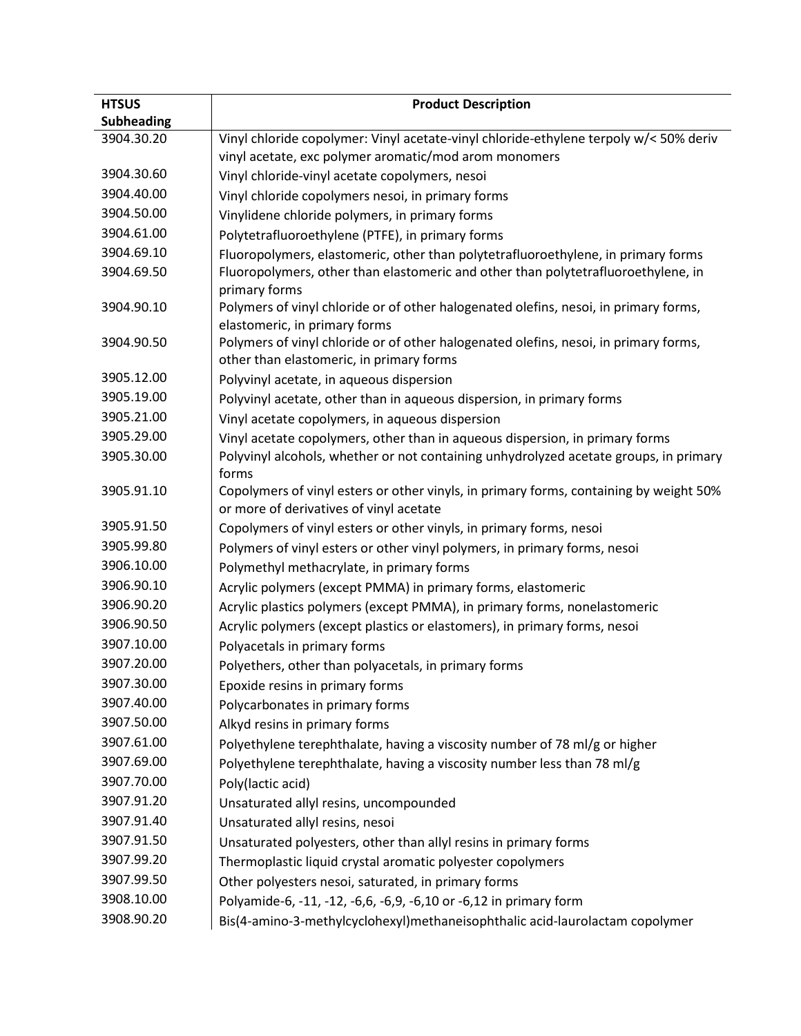| HTSUS Subheading | Product Description |
|---|---|
| 3904.30.20 | Vinyl chloride copolymer: Vinyl acetate-vinyl chloride-ethylene terpoly w/< 50% deriv vinyl acetate, exc polymer aromatic/mod arom monomers |
| 3904.30.60 | Vinyl chloride-vinyl acetate copolymers, nesoi |
| 3904.40.00 | Vinyl chloride copolymers nesoi, in primary forms |
| 3904.50.00 | Vinylidene chloride polymers, in primary forms |
| 3904.61.00 | Polytetrafluoroethylene (PTFE), in primary forms |
| 3904.69.10 | Fluoropolymers, elastomeric, other than polytetrafluoroethylene, in primary forms |
| 3904.69.50 | Fluoropolymers, other than elastomeric and other than polytetrafluoroethylene, in primary forms |
| 3904.90.10 | Polymers of vinyl chloride or of other halogenated olefins, nesoi, in primary forms, elastomeric, in primary forms |
| 3904.90.50 | Polymers of vinyl chloride or of other halogenated olefins, nesoi, in primary forms, other than elastomeric, in primary forms |
| 3905.12.00 | Polyvinyl acetate, in aqueous dispersion |
| 3905.19.00 | Polyvinyl acetate, other than in aqueous dispersion, in primary forms |
| 3905.21.00 | Vinyl acetate copolymers, in aqueous dispersion |
| 3905.29.00 | Vinyl acetate copolymers, other than in aqueous dispersion, in primary forms |
| 3905.30.00 | Polyvinyl alcohols, whether or not containing unhydrolyzed acetate groups, in primary forms |
| 3905.91.10 | Copolymers of vinyl esters or other vinyls, in primary forms, containing by weight 50% or more of derivatives of vinyl acetate |
| 3905.91.50 | Copolymers of vinyl esters or other vinyls, in primary forms, nesoi |
| 3905.99.80 | Polymers of vinyl esters or other vinyl polymers, in primary forms, nesoi |
| 3906.10.00 | Polymethyl methacrylate, in primary forms |
| 3906.90.10 | Acrylic polymers (except PMMA) in primary forms, elastomeric |
| 3906.90.20 | Acrylic plastics polymers (except PMMA), in primary forms, nonelastomeric |
| 3906.90.50 | Acrylic polymers (except plastics or elastomers), in primary forms, nesoi |
| 3907.10.00 | Polyacetals in primary forms |
| 3907.20.00 | Polyethers, other than polyacetals, in primary forms |
| 3907.30.00 | Epoxide resins in primary forms |
| 3907.40.00 | Polycarbonates in primary forms |
| 3907.50.00 | Alkyd resins in primary forms |
| 3907.61.00 | Polyethylene terephthalate, having a viscosity number of 78 ml/g or higher |
| 3907.69.00 | Polyethylene terephthalate, having a viscosity number less than 78 ml/g |
| 3907.70.00 | Poly(lactic acid) |
| 3907.91.20 | Unsaturated allyl resins, uncompounded |
| 3907.91.40 | Unsaturated allyl resins, nesoi |
| 3907.91.50 | Unsaturated polyesters, other than allyl resins in primary forms |
| 3907.99.20 | Thermoplastic liquid crystal aromatic polyester copolymers |
| 3907.99.50 | Other polyesters nesoi, saturated, in primary forms |
| 3908.10.00 | Polyamide-6, -11, -12, -6,6, -6,9, -6,10 or -6,12 in primary form |
| 3908.90.20 | Bis(4-amino-3-methylcyclohexyl)methaneisophthalic acid-laurolactam copolymer |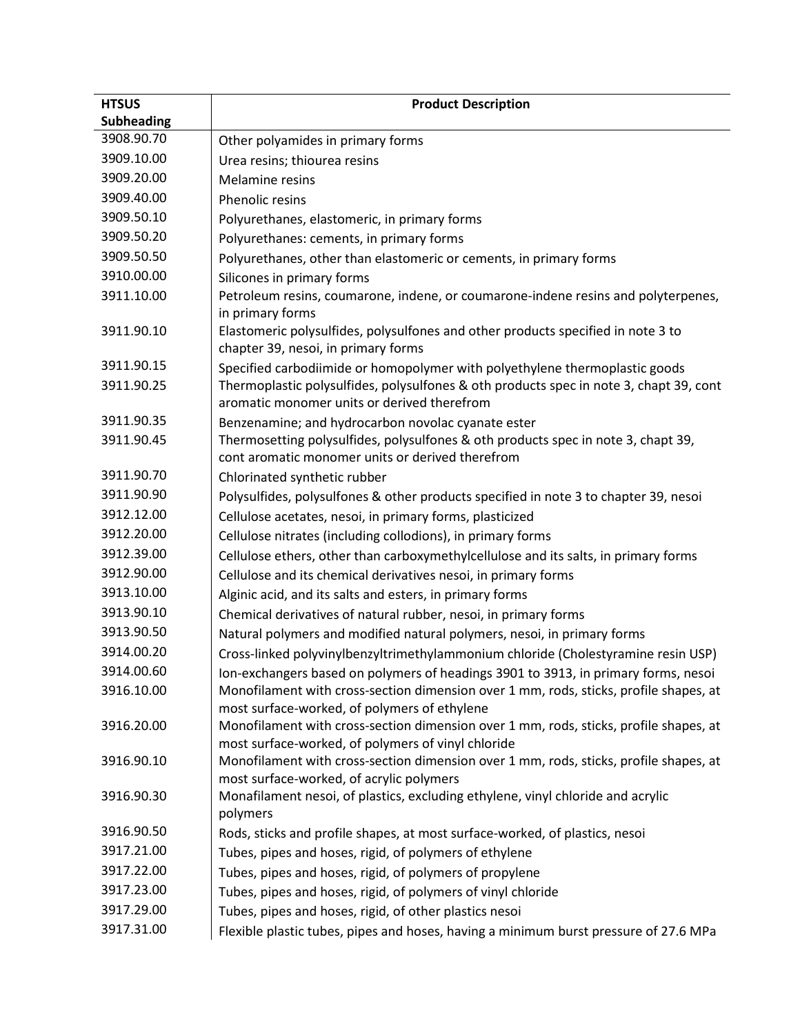| HTSUS Subheading | Product Description |
| --- | --- |
| 3908.90.70 | Other polyamides in primary forms |
| 3909.10.00 | Urea resins; thiourea resins |
| 3909.20.00 | Melamine resins |
| 3909.40.00 | Phenolic resins |
| 3909.50.10 | Polyurethanes, elastomeric, in primary forms |
| 3909.50.20 | Polyurethanes: cements, in primary forms |
| 3909.50.50 | Polyurethanes, other than elastomeric or cements, in primary forms |
| 3910.00.00 | Silicones in primary forms |
| 3911.10.00 | Petroleum resins, coumarone, indene, or coumarone-indene resins and polyterpenes, in primary forms |
| 3911.90.10 | Elastomeric polysulfides, polysulfones and other products specified in note 3 to chapter 39, nesoi, in primary forms |
| 3911.90.15 | Specified carbodiimide or homopolymer with polyethylene thermoplastic goods |
| 3911.90.25 | Thermoplastic polysulfides, polysulfones & oth products spec in note 3, chapt 39, cont aromatic monomer units or derived therefrom |
| 3911.90.35 | Benzenamine; and hydrocarbon novolac cyanate ester |
| 3911.90.45 | Thermosetting polysulfides, polysulfones & oth products spec in note 3, chapt 39, cont aromatic monomer units or derived therefrom |
| 3911.90.70 | Chlorinated synthetic rubber |
| 3911.90.90 | Polysulfides, polysulfones & other products specified in note 3 to chapter 39, nesoi |
| 3912.12.00 | Cellulose acetates, nesoi, in primary forms, plasticized |
| 3912.20.00 | Cellulose nitrates (including collodions), in primary forms |
| 3912.39.00 | Cellulose ethers, other than carboxymethylcellulose and its salts, in primary forms |
| 3912.90.00 | Cellulose and its chemical derivatives nesoi, in primary forms |
| 3913.10.00 | Alginic acid, and its salts and esters, in primary forms |
| 3913.90.10 | Chemical derivatives of natural rubber, nesoi, in primary forms |
| 3913.90.50 | Natural polymers and modified natural polymers, nesoi, in primary forms |
| 3914.00.20 | Cross-linked polyvinylbenzyltrimethylammonium chloride (Cholestyramine resin USP) |
| 3914.00.60 | Ion-exchangers based on polymers of headings 3901 to 3913, in primary forms, nesoi |
| 3916.10.00 | Monofilament with cross-section dimension over 1 mm, rods, sticks, profile shapes, at most surface-worked, of polymers of ethylene |
| 3916.20.00 | Monofilament with cross-section dimension over 1 mm, rods, sticks, profile shapes, at most surface-worked, of polymers of vinyl chloride |
| 3916.90.10 | Monofilament with cross-section dimension over 1 mm, rods, sticks, profile shapes, at most surface-worked, of acrylic polymers |
| 3916.90.30 | Monafilament nesoi, of plastics, excluding ethylene, vinyl chloride and acrylic polymers |
| 3916.90.50 | Rods, sticks and profile shapes, at most surface-worked, of plastics, nesoi |
| 3917.21.00 | Tubes, pipes and hoses, rigid, of polymers of ethylene |
| 3917.22.00 | Tubes, pipes and hoses, rigid, of polymers of propylene |
| 3917.23.00 | Tubes, pipes and hoses, rigid, of polymers of vinyl chloride |
| 3917.29.00 | Tubes, pipes and hoses, rigid, of other plastics nesoi |
| 3917.31.00 | Flexible plastic tubes, pipes and hoses, having a minimum burst pressure of 27.6 MPa |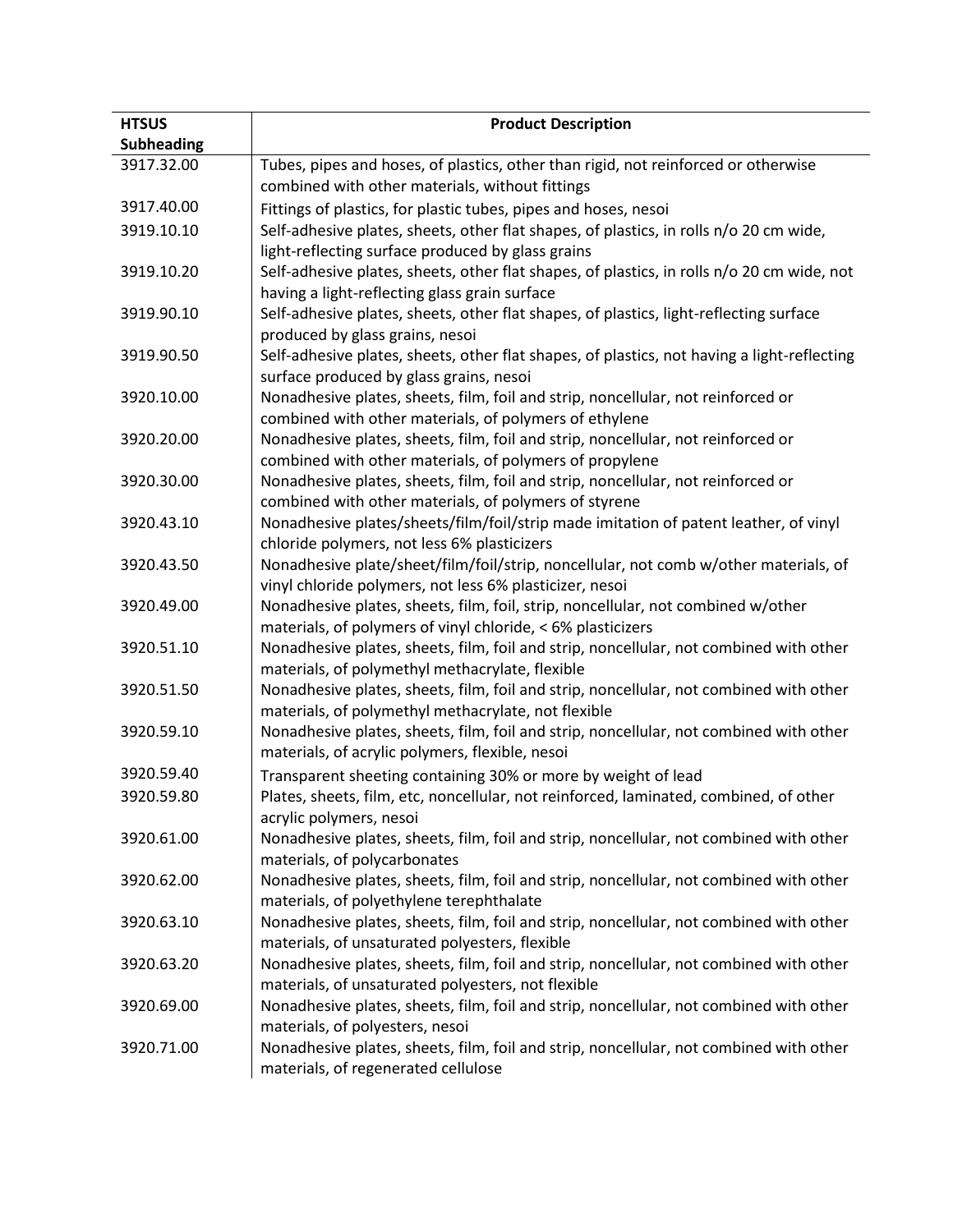| HTSUS Subheading | Product Description |
| --- | --- |
| 3917.32.00 | Tubes, pipes and hoses, of plastics, other than rigid, not reinforced or otherwise combined with other materials, without fittings |
| 3917.40.00 | Fittings of plastics, for plastic tubes, pipes and hoses, nesoi |
| 3919.10.10 | Self-adhesive plates, sheets, other flat shapes, of plastics, in rolls n/o 20 cm wide, light-reflecting surface produced by glass grains |
| 3919.10.20 | Self-adhesive plates, sheets, other flat shapes, of plastics, in rolls n/o 20 cm wide, not having a light-reflecting glass grain surface |
| 3919.90.10 | Self-adhesive plates, sheets, other flat shapes, of plastics, light-reflecting surface produced by glass grains, nesoi |
| 3919.90.50 | Self-adhesive plates, sheets, other flat shapes, of plastics, not having a light-reflecting surface produced by glass grains, nesoi |
| 3920.10.00 | Nonadhesive plates, sheets, film, foil and strip, noncellular, not reinforced or combined with other materials, of polymers of ethylene |
| 3920.20.00 | Nonadhesive plates, sheets, film, foil and strip, noncellular, not reinforced or combined with other materials, of polymers of propylene |
| 3920.30.00 | Nonadhesive plates, sheets, film, foil and strip, noncellular, not reinforced or combined with other materials, of polymers of styrene |
| 3920.43.10 | Nonadhesive plates/sheets/film/foil/strip made imitation of patent leather, of vinyl chloride polymers, not less 6% plasticizers |
| 3920.43.50 | Nonadhesive plate/sheet/film/foil/strip, noncellular, not comb w/other materials, of vinyl chloride polymers, not less 6% plasticizer, nesoi |
| 3920.49.00 | Nonadhesive plates, sheets, film, foil, strip, noncellular, not combined w/other materials, of polymers of vinyl chloride, < 6% plasticizers |
| 3920.51.10 | Nonadhesive plates, sheets, film, foil and strip, noncellular, not combined with other materials, of polymethyl methacrylate, flexible |
| 3920.51.50 | Nonadhesive plates, sheets, film, foil and strip, noncellular, not combined with other materials, of polymethyl methacrylate, not flexible |
| 3920.59.10 | Nonadhesive plates, sheets, film, foil and strip, noncellular, not combined with other materials, of acrylic polymers, flexible, nesoi |
| 3920.59.40 | Transparent sheeting containing 30% or more by weight of lead |
| 3920.59.80 | Plates, sheets, film, etc, noncellular, not reinforced, laminated, combined, of other acrylic polymers, nesoi |
| 3920.61.00 | Nonadhesive plates, sheets, film, foil and strip, noncellular, not combined with other materials, of polycarbonates |
| 3920.62.00 | Nonadhesive plates, sheets, film, foil and strip, noncellular, not combined with other materials, of polyethylene terephthalate |
| 3920.63.10 | Nonadhesive plates, sheets, film, foil and strip, noncellular, not combined with other materials, of unsaturated polyesters, flexible |
| 3920.63.20 | Nonadhesive plates, sheets, film, foil and strip, noncellular, not combined with other materials, of unsaturated polyesters, not flexible |
| 3920.69.00 | Nonadhesive plates, sheets, film, foil and strip, noncellular, not combined with other materials, of polyesters, nesoi |
| 3920.71.00 | Nonadhesive plates, sheets, film, foil and strip, noncellular, not combined with other materials, of regenerated cellulose |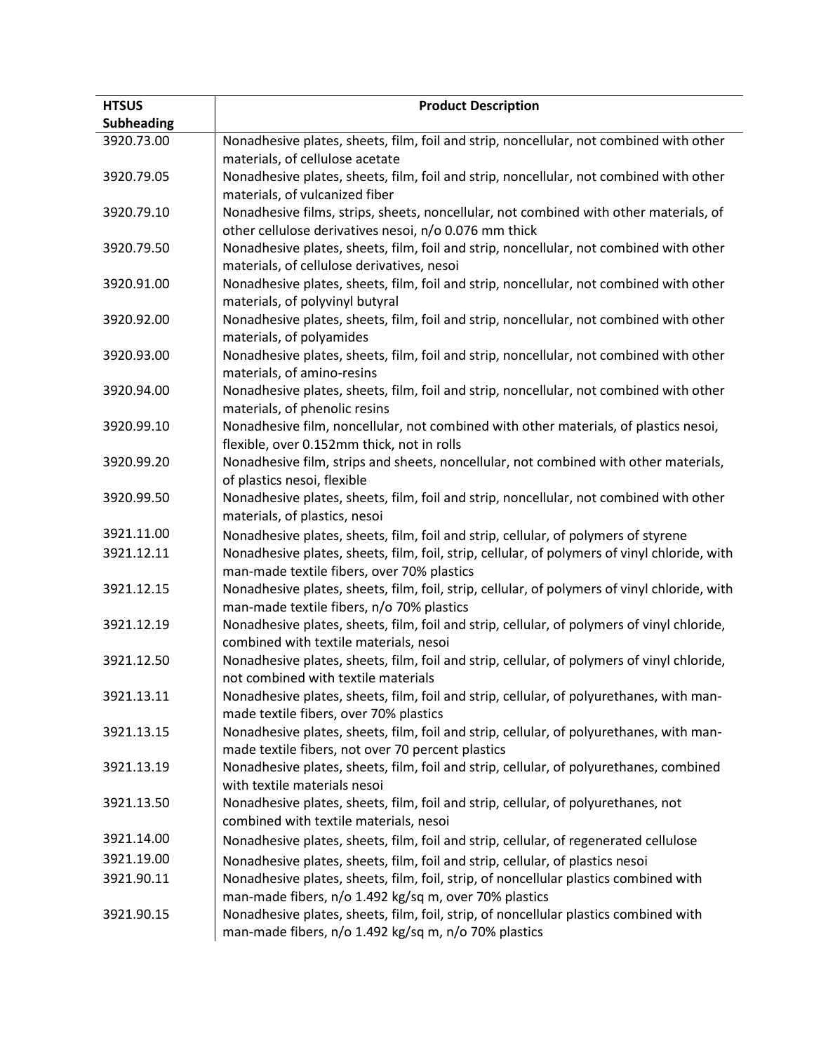| HTSUS Subheading | Product Description |
| --- | --- |
| 3920.73.00 | Nonadhesive plates, sheets, film, foil and strip, noncellular, not combined with other materials, of cellulose acetate |
| 3920.79.05 | Nonadhesive plates, sheets, film, foil and strip, noncellular, not combined with other materials, of vulcanized fiber |
| 3920.79.10 | Nonadhesive films, strips, sheets, noncellular, not combined with other materials, of other cellulose derivatives nesoi, n/o 0.076 mm thick |
| 3920.79.50 | Nonadhesive plates, sheets, film, foil and strip, noncellular, not combined with other materials, of cellulose derivatives, nesoi |
| 3920.91.00 | Nonadhesive plates, sheets, film, foil and strip, noncellular, not combined with other materials, of polyvinyl butyral |
| 3920.92.00 | Nonadhesive plates, sheets, film, foil and strip, noncellular, not combined with other materials, of polyamides |
| 3920.93.00 | Nonadhesive plates, sheets, film, foil and strip, noncellular, not combined with other materials, of amino-resins |
| 3920.94.00 | Nonadhesive plates, sheets, film, foil and strip, noncellular, not combined with other materials, of phenolic resins |
| 3920.99.10 | Nonadhesive film, noncellular, not combined with other materials, of plastics nesoi, flexible, over 0.152mm thick, not in rolls |
| 3920.99.20 | Nonadhesive film, strips and sheets, noncellular, not combined with other materials, of plastics nesoi, flexible |
| 3920.99.50 | Nonadhesive plates, sheets, film, foil and strip, noncellular, not combined with other materials, of plastics, nesoi |
| 3921.11.00 | Nonadhesive plates, sheets, film, foil and strip, cellular, of polymers of styrene |
| 3921.12.11 | Nonadhesive plates, sheets, film, foil, strip, cellular, of polymers of vinyl chloride, with man-made textile fibers, over 70% plastics |
| 3921.12.15 | Nonadhesive plates, sheets, film, foil, strip, cellular, of polymers of vinyl chloride, with man-made textile fibers, n/o 70% plastics |
| 3921.12.19 | Nonadhesive plates, sheets, film, foil and strip, cellular, of polymers of vinyl chloride, combined with textile materials, nesoi |
| 3921.12.50 | Nonadhesive plates, sheets, film, foil and strip, cellular, of polymers of vinyl chloride, not combined with textile materials |
| 3921.13.11 | Nonadhesive plates, sheets, film, foil and strip, cellular, of polyurethanes, with man-made textile fibers, over 70% plastics |
| 3921.13.15 | Nonadhesive plates, sheets, film, foil and strip, cellular, of polyurethanes, with man-made textile fibers, not over 70 percent plastics |
| 3921.13.19 | Nonadhesive plates, sheets, film, foil and strip, cellular, of polyurethanes, combined with textile materials nesoi |
| 3921.13.50 | Nonadhesive plates, sheets, film, foil and strip, cellular, of polyurethanes, not combined with textile materials, nesoi |
| 3921.14.00 | Nonadhesive plates, sheets, film, foil and strip, cellular, of regenerated cellulose |
| 3921.19.00 | Nonadhesive plates, sheets, film, foil and strip, cellular, of plastics nesoi |
| 3921.90.11 | Nonadhesive plates, sheets, film, foil, strip, of noncellular plastics combined with man-made fibers, n/o 1.492 kg/sq m, over 70% plastics |
| 3921.90.15 | Nonadhesive plates, sheets, film, foil, strip, of noncellular plastics combined with man-made fibers, n/o 1.492 kg/sq m, n/o 70% plastics |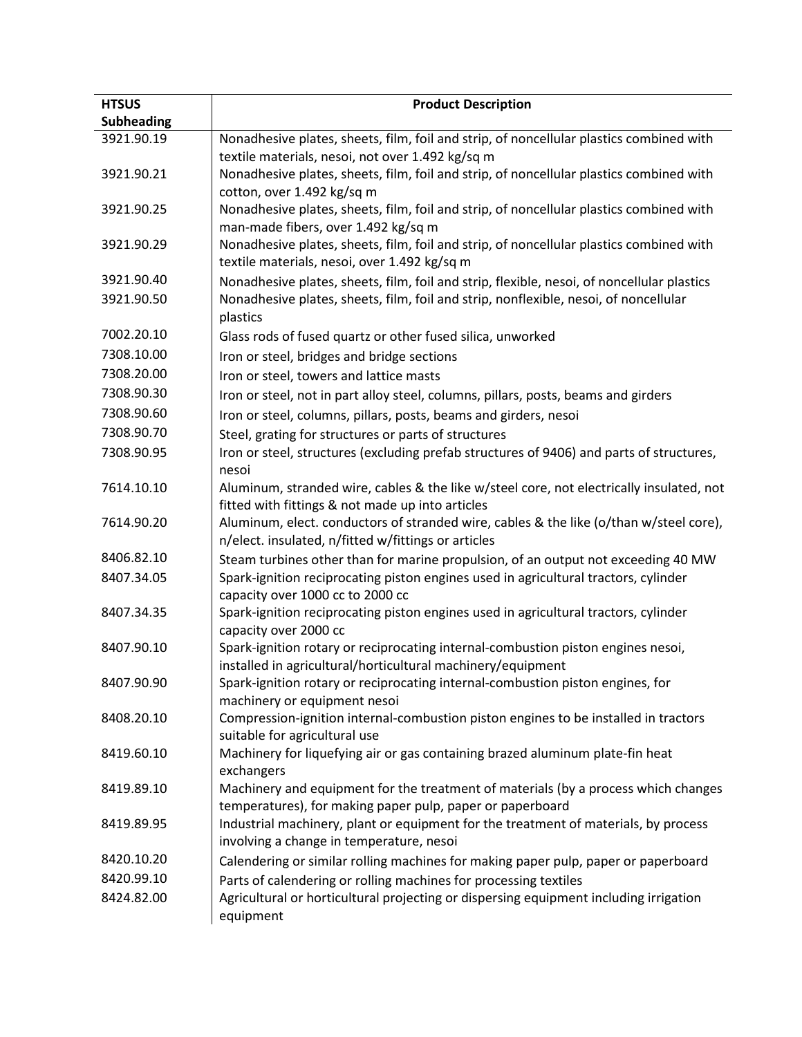| HTSUS Subheading | Product Description |
|---|---|
| 3921.90.19 | Nonadhesive plates, sheets, film, foil and strip, of noncellular plastics combined with textile materials, nesoi, not over 1.492 kg/sq m |
| 3921.90.21 | Nonadhesive plates, sheets, film, foil and strip, of noncellular plastics combined with cotton, over 1.492 kg/sq m |
| 3921.90.25 | Nonadhesive plates, sheets, film, foil and strip, of noncellular plastics combined with man-made fibers, over 1.492 kg/sq m |
| 3921.90.29 | Nonadhesive plates, sheets, film, foil and strip, of noncellular plastics combined with textile materials, nesoi, over 1.492 kg/sq m |
| 3921.90.40 | Nonadhesive plates, sheets, film, foil and strip, flexible, nesoi, of noncellular plastics |
| 3921.90.50 | Nonadhesive plates, sheets, film, foil and strip, nonflexible, nesoi, of noncellular plastics |
| 7002.20.10 | Glass rods of fused quartz or other fused silica, unworked |
| 7308.10.00 | Iron or steel, bridges and bridge sections |
| 7308.20.00 | Iron or steel, towers and lattice masts |
| 7308.90.30 | Iron or steel, not in part alloy steel, columns, pillars, posts, beams and girders |
| 7308.90.60 | Iron or steel, columns, pillars, posts, beams and girders, nesoi |
| 7308.90.70 | Steel, grating for structures or parts of structures |
| 7308.90.95 | Iron or steel, structures (excluding prefab structures of 9406) and parts of structures, nesoi |
| 7614.10.10 | Aluminum, stranded wire, cables & the like w/steel core, not electrically insulated, not fitted with fittings & not made up into articles |
| 7614.90.20 | Aluminum, elect. conductors of stranded wire, cables & the like (o/than w/steel core), n/elect. insulated, n/fitted w/fittings or articles |
| 8406.82.10 | Steam turbines other than for marine propulsion, of an output not exceeding 40 MW |
| 8407.34.05 | Spark-ignition reciprocating piston engines used in agricultural tractors, cylinder capacity over 1000 cc to 2000 cc |
| 8407.34.35 | Spark-ignition reciprocating piston engines used in agricultural tractors, cylinder capacity over 2000 cc |
| 8407.90.10 | Spark-ignition rotary or reciprocating internal-combustion piston engines nesoi, installed in agricultural/horticultural machinery/equipment |
| 8407.90.90 | Spark-ignition rotary or reciprocating internal-combustion piston engines, for machinery or equipment nesoi |
| 8408.20.10 | Compression-ignition internal-combustion piston engines to be installed in tractors suitable for agricultural use |
| 8419.60.10 | Machinery for liquefying air or gas containing brazed aluminum plate-fin heat exchangers |
| 8419.89.10 | Machinery and equipment for the treatment of materials (by a process which changes temperatures), for making paper pulp, paper or paperboard |
| 8419.89.95 | Industrial machinery, plant or equipment for the treatment of materials, by process involving a change in temperature, nesoi |
| 8420.10.20 | Calendering or similar rolling machines for making paper pulp, paper or paperboard |
| 8420.99.10 | Parts of calendering or rolling machines for processing textiles |
| 8424.82.00 | Agricultural or horticultural projecting or dispersing equipment including irrigation equipment |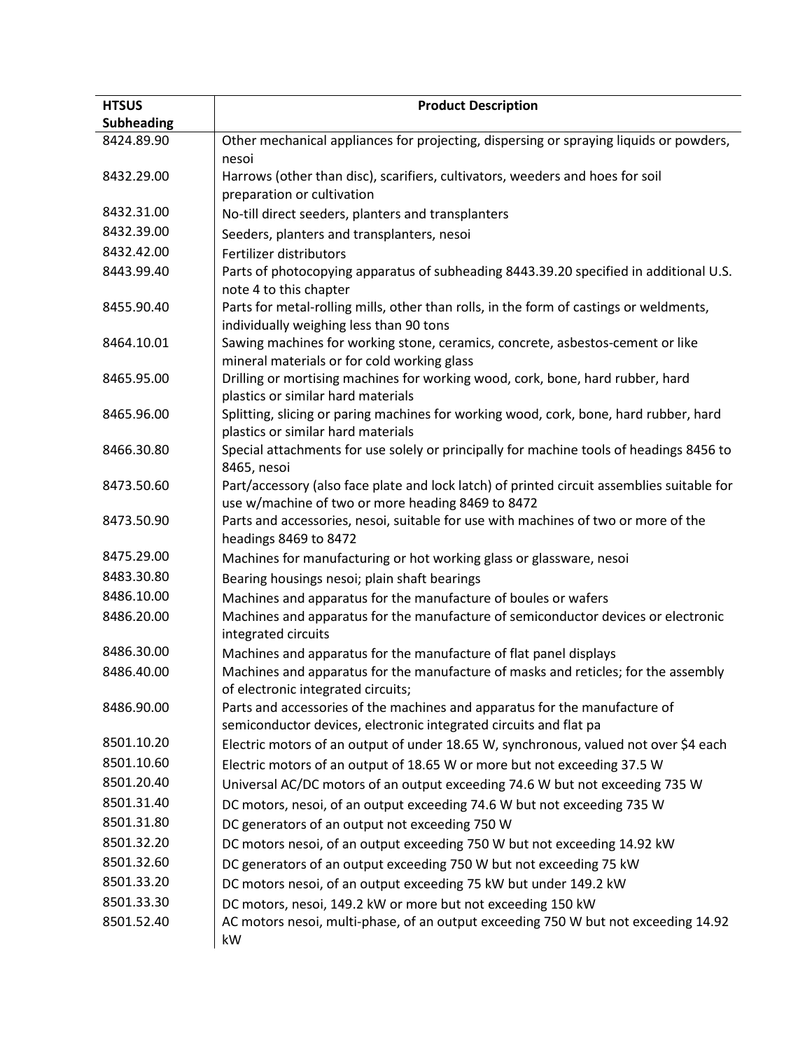| HTSUS Subheading | Product Description |
|---|---|
| 8424.89.90 | Other mechanical appliances for projecting, dispersing or spraying liquids or powders, nesoi |
| 8432.29.00 | Harrows (other than disc), scarifiers, cultivators, weeders and hoes for soil preparation or cultivation |
| 8432.31.00 | No-till direct seeders, planters and transplanters |
| 8432.39.00 | Seeders, planters and transplanters, nesoi |
| 8432.42.00 | Fertilizer distributors |
| 8443.99.40 | Parts of photocopying apparatus of subheading 8443.39.20 specified in additional U.S. note 4 to this chapter |
| 8455.90.40 | Parts for metal-rolling mills, other than rolls, in the form of castings or weldments, individually weighing less than 90 tons |
| 8464.10.01 | Sawing machines for working stone, ceramics, concrete, asbestos-cement or like mineral materials or for cold working glass |
| 8465.95.00 | Drilling or mortising machines for working wood, cork, bone, hard rubber, hard plastics or similar hard materials |
| 8465.96.00 | Splitting, slicing or paring machines for working wood, cork, bone, hard rubber, hard plastics or similar hard materials |
| 8466.30.80 | Special attachments for use solely or principally for machine tools of headings 8456 to 8465, nesoi |
| 8473.50.60 | Part/accessory (also face plate and lock latch) of printed circuit assemblies suitable for use w/machine of two or more heading 8469 to 8472 |
| 8473.50.90 | Parts and accessories, nesoi, suitable for use with machines of two or more of the headings 8469 to 8472 |
| 8475.29.00 | Machines for manufacturing or hot working glass or glassware, nesoi |
| 8483.30.80 | Bearing housings nesoi; plain shaft bearings |
| 8486.10.00 | Machines and apparatus for the manufacture of boules or wafers |
| 8486.20.00 | Machines and apparatus for the manufacture of semiconductor devices or electronic integrated circuits |
| 8486.30.00 | Machines and apparatus for the manufacture of flat panel displays |
| 8486.40.00 | Machines and apparatus for the manufacture of masks and reticles; for the assembly of electronic integrated circuits; |
| 8486.90.00 | Parts and accessories of the machines and apparatus for the manufacture of semiconductor devices, electronic integrated circuits and flat pa |
| 8501.10.20 | Electric motors of an output of under 18.65 W, synchronous, valued not over $4 each |
| 8501.10.60 | Electric motors of an output of 18.65 W or more but not exceeding 37.5 W |
| 8501.20.40 | Universal AC/DC motors of an output exceeding 74.6 W but not exceeding 735 W |
| 8501.31.40 | DC motors, nesoi, of an output exceeding 74.6 W but not exceeding 735 W |
| 8501.31.80 | DC generators of an output not exceeding 750 W |
| 8501.32.20 | DC motors nesoi, of an output exceeding 750 W but not exceeding 14.92 kW |
| 8501.32.60 | DC generators of an output exceeding 750 W but not exceeding 75 kW |
| 8501.33.20 | DC motors nesoi, of an output exceeding 75 kW but under 149.2 kW |
| 8501.33.30 | DC motors, nesoi, 149.2 kW or more but not exceeding 150 kW |
| 8501.52.40 | AC motors nesoi, multi-phase, of an output exceeding 750 W but not exceeding 14.92 kW |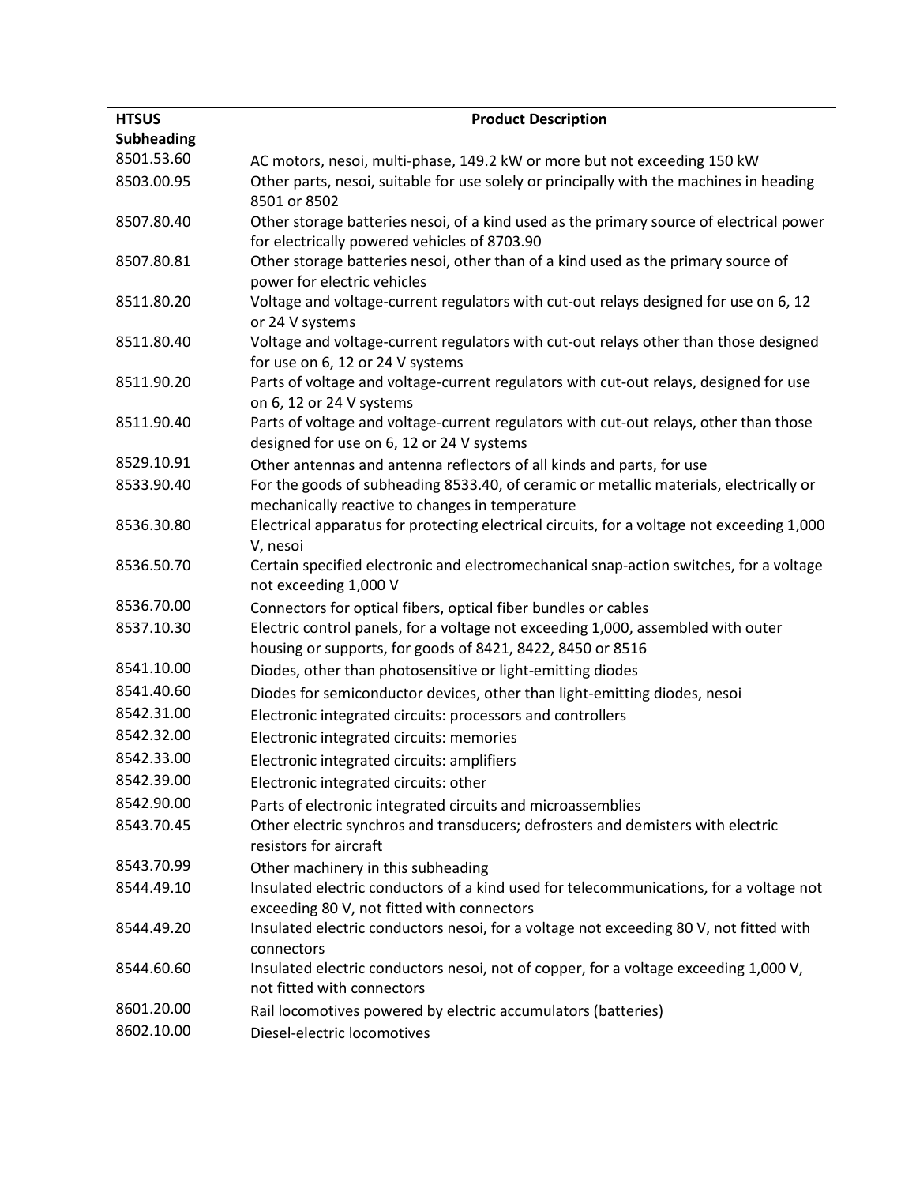| HTSUS Subheading | Product Description |
| --- | --- |
| 8501.53.60 | AC motors, nesoi, multi-phase, 149.2 kW or more but not exceeding 150 kW |
| 8503.00.95 | Other parts, nesoi, suitable for use solely or principally with the machines in heading 8501 or 8502 |
| 8507.80.40 | Other storage batteries nesoi, of a kind used as the primary source of electrical power for electrically powered vehicles of 8703.90 |
| 8507.80.81 | Other storage batteries nesoi, other than of a kind used as the primary source of power for electric vehicles |
| 8511.80.20 | Voltage and voltage-current regulators with cut-out relays designed for use on 6, 12 or 24 V systems |
| 8511.80.40 | Voltage and voltage-current regulators with cut-out relays other than those designed for use on 6, 12 or 24 V systems |
| 8511.90.20 | Parts of voltage and voltage-current regulators with cut-out relays, designed for use on 6, 12 or 24 V systems |
| 8511.90.40 | Parts of voltage and voltage-current regulators with cut-out relays, other than those designed for use on 6, 12 or 24 V systems |
| 8529.10.91 | Other antennas and antenna reflectors of all kinds and parts, for use |
| 8533.90.40 | For the goods of subheading 8533.40, of ceramic or metallic materials, electrically or mechanically reactive to changes in temperature |
| 8536.30.80 | Electrical apparatus for protecting electrical circuits, for a voltage not exceeding 1,000 V, nesoi |
| 8536.50.70 | Certain specified electronic and electromechanical snap-action switches, for a voltage not exceeding 1,000 V |
| 8536.70.00 | Connectors for optical fibers, optical fiber bundles or cables |
| 8537.10.30 | Electric control panels, for a voltage not exceeding 1,000, assembled with outer housing or supports, for goods of 8421, 8422, 8450 or 8516 |
| 8541.10.00 | Diodes, other than photosensitive or light-emitting diodes |
| 8541.40.60 | Diodes for semiconductor devices, other than light-emitting diodes, nesoi |
| 8542.31.00 | Electronic integrated circuits: processors and controllers |
| 8542.32.00 | Electronic integrated circuits: memories |
| 8542.33.00 | Electronic integrated circuits: amplifiers |
| 8542.39.00 | Electronic integrated circuits: other |
| 8542.90.00 | Parts of electronic integrated circuits and microassemblies |
| 8543.70.45 | Other electric synchros and transducers; defrosters and demisters with electric resistors for aircraft |
| 8543.70.99 | Other machinery in this subheading |
| 8544.49.10 | Insulated electric conductors of a kind used for telecommunications, for a voltage not exceeding 80 V, not fitted with connectors |
| 8544.49.20 | Insulated electric conductors nesoi, for a voltage not exceeding 80 V, not fitted with connectors |
| 8544.60.60 | Insulated electric conductors nesoi, not of copper, for a voltage exceeding 1,000 V, not fitted with connectors |
| 8601.20.00 | Rail locomotives powered by electric accumulators (batteries) |
| 8602.10.00 | Diesel-electric locomotives |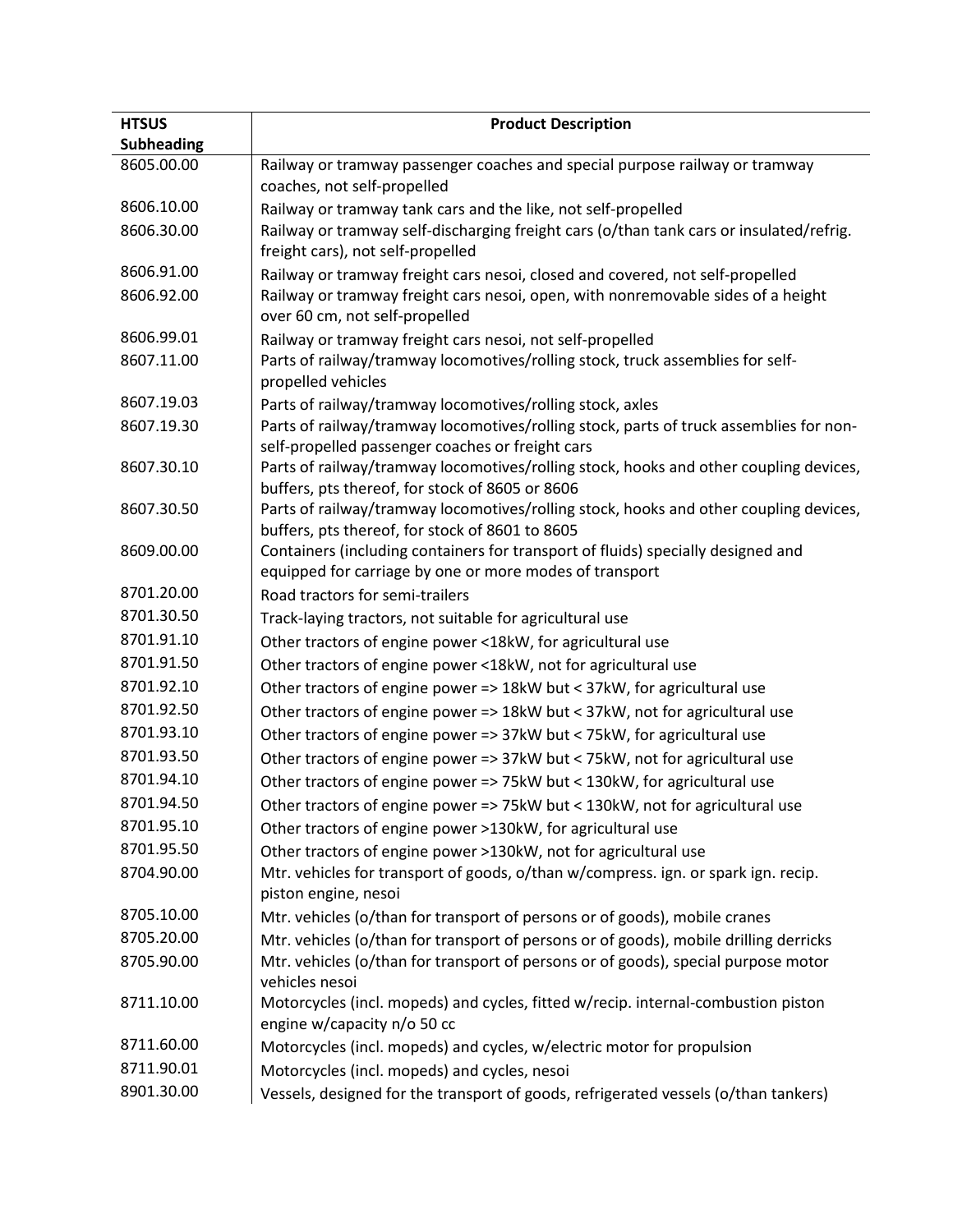| HTSUS Subheading | Product Description |
| --- | --- |
| 8605.00.00 | Railway or tramway passenger coaches and special purpose railway or tramway coaches, not self-propelled |
| 8606.10.00 | Railway or tramway tank cars and the like, not self-propelled |
| 8606.30.00 | Railway or tramway self-discharging freight cars (o/than tank cars or insulated/refrig. freight cars), not self-propelled |
| 8606.91.00 | Railway or tramway freight cars nesoi, closed and covered, not self-propelled |
| 8606.92.00 | Railway or tramway freight cars nesoi, open, with nonremovable sides of a height over 60 cm, not self-propelled |
| 8606.99.01 | Railway or tramway freight cars nesoi, not self-propelled |
| 8607.11.00 | Parts of railway/tramway locomotives/rolling stock, truck assemblies for self-propelled vehicles |
| 8607.19.03 | Parts of railway/tramway locomotives/rolling stock, axles |
| 8607.19.30 | Parts of railway/tramway locomotives/rolling stock, parts of truck assemblies for non-self-propelled passenger coaches or freight cars |
| 8607.30.10 | Parts of railway/tramway locomotives/rolling stock, hooks and other coupling devices, buffers, pts thereof, for stock of 8605 or 8606 |
| 8607.30.50 | Parts of railway/tramway locomotives/rolling stock, hooks and other coupling devices, buffers, pts thereof, for stock of 8601 to 8605 |
| 8609.00.00 | Containers (including containers for transport of fluids) specially designed and equipped for carriage by one or more modes of transport |
| 8701.20.00 | Road tractors for semi-trailers |
| 8701.30.50 | Track-laying tractors, not suitable for agricultural use |
| 8701.91.10 | Other tractors of engine power <18kW, for agricultural use |
| 8701.91.50 | Other tractors of engine power <18kW, not for agricultural use |
| 8701.92.10 | Other tractors of engine power => 18kW but < 37kW, for agricultural use |
| 8701.92.50 | Other tractors of engine power => 18kW but < 37kW, not for agricultural use |
| 8701.93.10 | Other tractors of engine power => 37kW but < 75kW, for agricultural use |
| 8701.93.50 | Other tractors of engine power => 37kW but < 75kW, not for agricultural use |
| 8701.94.10 | Other tractors of engine power => 75kW but < 130kW, for agricultural use |
| 8701.94.50 | Other tractors of engine power => 75kW but < 130kW, not for agricultural use |
| 8701.95.10 | Other tractors of engine power >130kW, for agricultural use |
| 8701.95.50 | Other tractors of engine power >130kW, not for agricultural use |
| 8704.90.00 | Mtr. vehicles for transport of goods, o/than w/compress. ign. or spark ign. recip. piston engine, nesoi |
| 8705.10.00 | Mtr. vehicles (o/than for transport of persons or of goods), mobile cranes |
| 8705.20.00 | Mtr. vehicles (o/than for transport of persons or of goods), mobile drilling derricks |
| 8705.90.00 | Mtr. vehicles (o/than for transport of persons or of goods), special purpose motor vehicles nesoi |
| 8711.10.00 | Motorcycles (incl. mopeds) and cycles, fitted w/recip. internal-combustion piston engine w/capacity n/o 50 cc |
| 8711.60.00 | Motorcycles (incl. mopeds) and cycles, w/electric motor for propulsion |
| 8711.90.01 | Motorcycles (incl. mopeds) and cycles, nesoi |
| 8901.30.00 | Vessels, designed for the transport of goods, refrigerated vessels (o/than tankers) |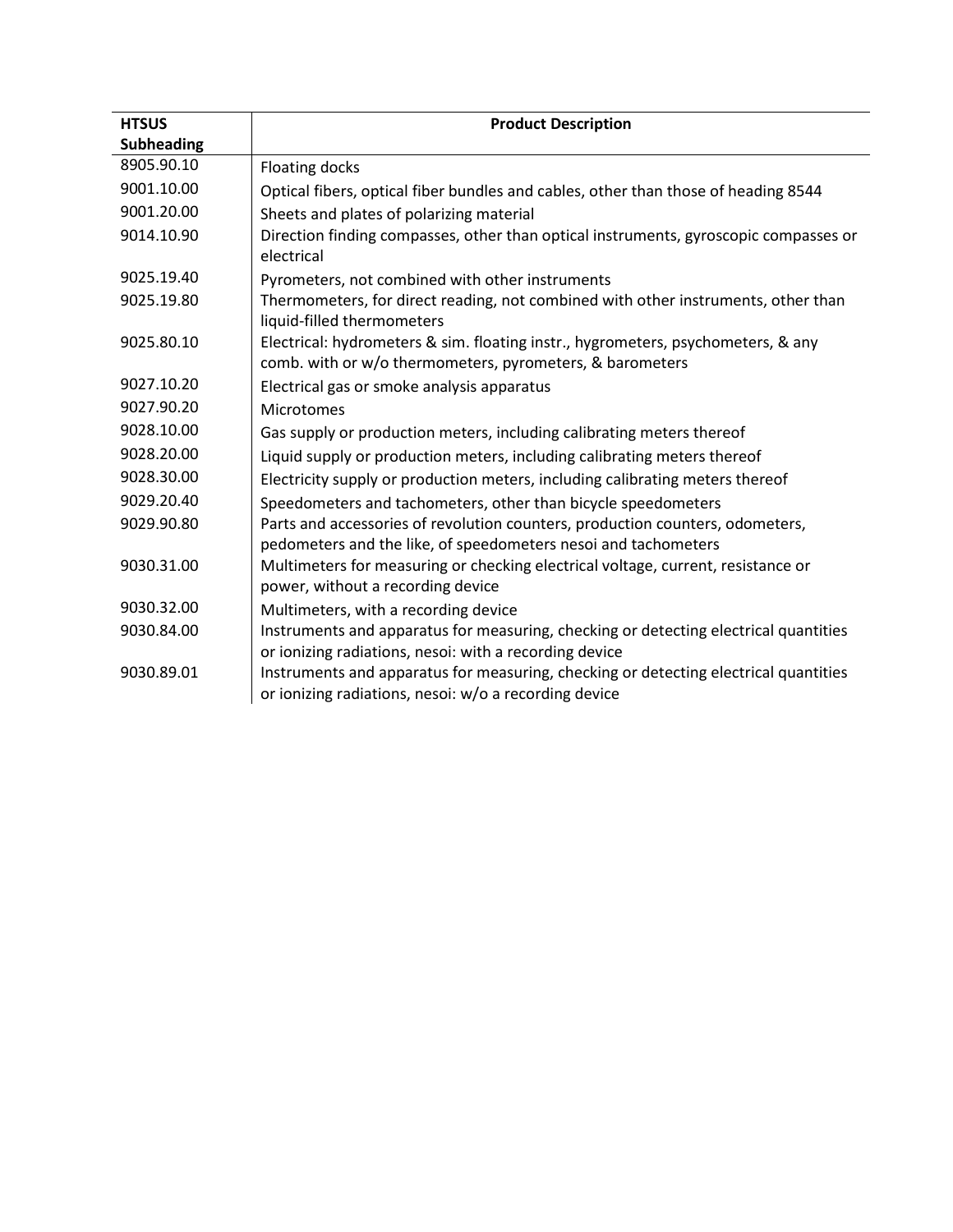| HTSUS Subheading | Product Description |
|---|---|
| 8905.90.10 | Floating docks |
| 9001.10.00 | Optical fibers, optical fiber bundles and cables, other than those of heading 8544 |
| 9001.20.00 | Sheets and plates of polarizing material |
| 9014.10.90 | Direction finding compasses, other than optical instruments, gyroscopic compasses or electrical |
| 9025.19.40 | Pyrometers, not combined with other instruments |
| 9025.19.80 | Thermometers, for direct reading, not combined with other instruments, other than liquid-filled thermometers |
| 9025.80.10 | Electrical: hydrometers & sim. floating instr., hygrometers, psychometers, & any comb. with or w/o thermometers, pyrometers, & barometers |
| 9027.10.20 | Electrical gas or smoke analysis apparatus |
| 9027.90.20 | Microtomes |
| 9028.10.00 | Gas supply or production meters, including calibrating meters thereof |
| 9028.20.00 | Liquid supply or production meters, including calibrating meters thereof |
| 9028.30.00 | Electricity supply or production meters, including calibrating meters thereof |
| 9029.20.40 | Speedometers and tachometers, other than bicycle speedometers |
| 9029.90.80 | Parts and accessories of revolution counters, production counters, odometers, pedometers and the like, of speedometers nesoi and tachometers |
| 9030.31.00 | Multimeters for measuring or checking electrical voltage, current, resistance or power, without a recording device |
| 9030.32.00 | Multimeters, with a recording device |
| 9030.84.00 | Instruments and apparatus for measuring, checking or detecting electrical quantities or ionizing radiations, nesoi: with a recording device |
| 9030.89.01 | Instruments and apparatus for measuring, checking or detecting electrical quantities or ionizing radiations, nesoi: w/o a recording device |